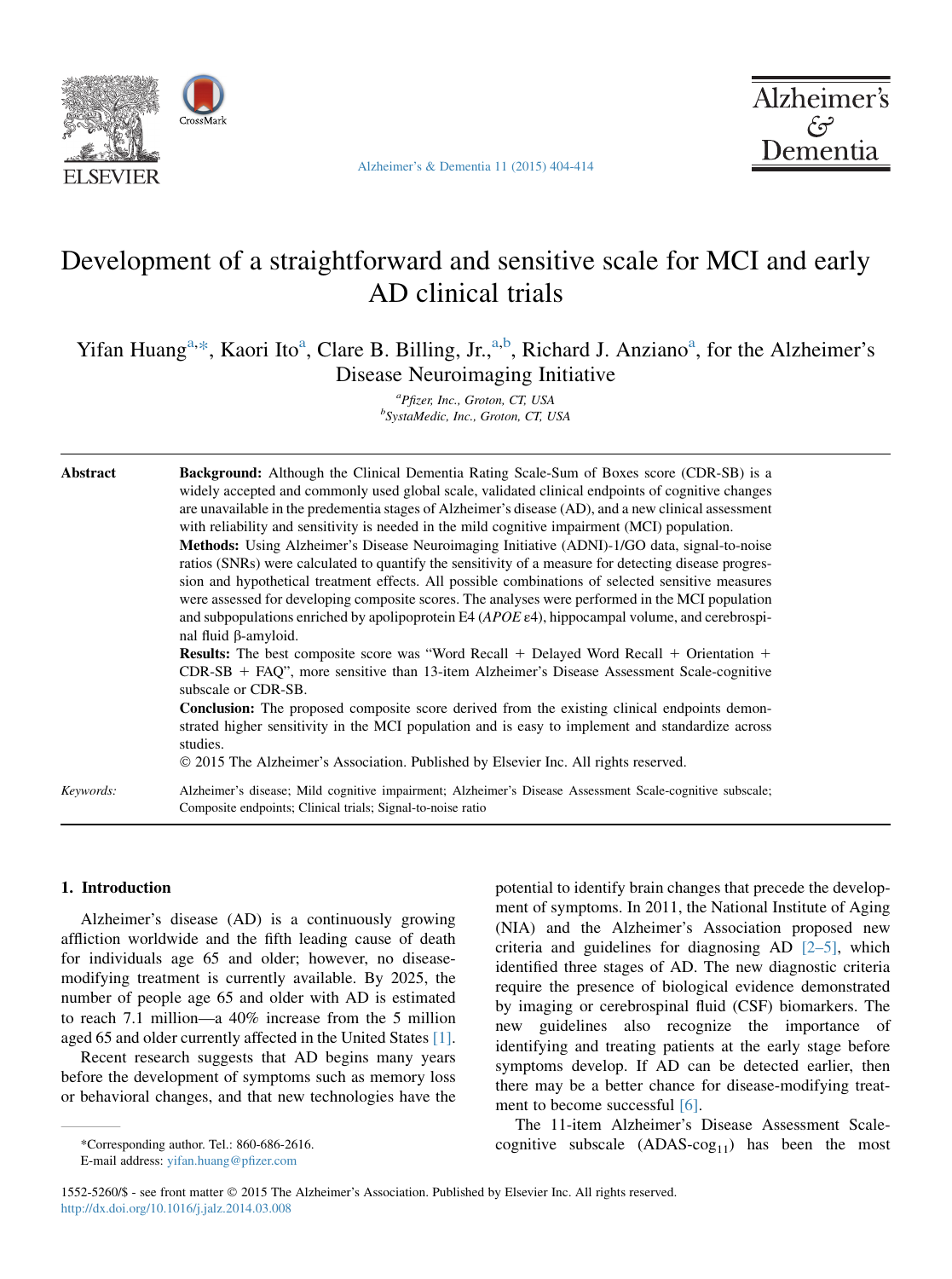# Development of a straightforward and sensitive scale for MCI and early AD clinical trials

Yifan Huang[a,*], Kaori Ito[a], Clare B. Billing, Jr.,[a,b], Richard J. Anziano[a], for the Alzheimer's Disease Neuroimaging Initiative

[a]Pfizer, Inc., Groton, CT, USA
[b]SystaMedic, Inc., Groton, CT, USA

**Abstract**

**Background:** Although the Clinical Dementia Rating Scale-Sum of Boxes score (CDR-SB) is a widely accepted and commonly used global scale, validated clinical endpoints of cognitive changes are unavailable in the predementia stages of Alzheimer's disease (AD), and a new clinical assessment with reliability and sensitivity is needed in the mild cognitive impairment (MCI) population.

**Methods:** Using Alzheimer's Disease Neuroimaging Initiative (ADNI)-1/GO data, signal-to-noise ratios (SNRs) were calculated to quantify the sensitivity of a measure for detecting disease progression and hypothetical treatment effects. All possible combinations of selected sensitive measures were assessed for developing composite scores. The analyses were performed in the MCI population and subpopulations enriched by apolipoprotein E4 (*APOE* ε4), hippocampal volume, and cerebrospinal fluid β-amyloid.

**Results:** The best composite score was "Word Recall + Delayed Word Recall + Orientation + CDR-SB + FAQ", more sensitive than 13-item Alzheimer's Disease Assessment Scale-cognitive subscale or CDR-SB.

**Conclusion:** The proposed composite score derived from the existing clinical endpoints demonstrated higher sensitivity in the MCI population and is easy to implement and standardize across studies.

© 2015 The Alzheimer's Association. Published by Elsevier Inc. All rights reserved.

*Keywords:* Alzheimer's disease; Mild cognitive impairment; Alzheimer's Disease Assessment Scale-cognitive subscale; Composite endpoints; Clinical trials; Signal-to-noise ratio

## 1. Introduction

Alzheimer's disease (AD) is a continuously growing affliction worldwide and the fifth leading cause of death for individuals age 65 and older; however, no disease-modifying treatment is currently available. By 2025, the number of people age 65 and older with AD is estimated to reach 7.1 million—a 40% increase from the 5 million aged 65 and older currently affected in the United States [1].

Recent research suggests that AD begins many years before the development of symptoms such as memory loss or behavioral changes, and that new technologies have the potential to identify brain changes that precede the development of symptoms. In 2011, the National Institute of Aging (NIA) and the Alzheimer's Association proposed new criteria and guidelines for diagnosing AD [2–5], which identified three stages of AD. The new diagnostic criteria require the presence of biological evidence demonstrated by imaging or cerebrospinal fluid (CSF) biomarkers. The new guidelines also recognize the importance of identifying and treating patients at the early stage before symptoms develop. If AD can be detected earlier, then there may be a better chance for disease-modifying treatment to become successful [6].

The 11-item Alzheimer's Disease Assessment Scale-cognitive subscale ($\text{ADAS-cog}_{11}$) has been the most

*Corresponding author. Tel.: 860-686-2616.
E-mail address: yifan.huang@pfizer.com

1552-5260/$ - see front matter © 2015 The Alzheimer's Association. Published by Elsevier Inc. All rights reserved.
http://dx.doi.org/10.1016/j.jalz.2014.03.008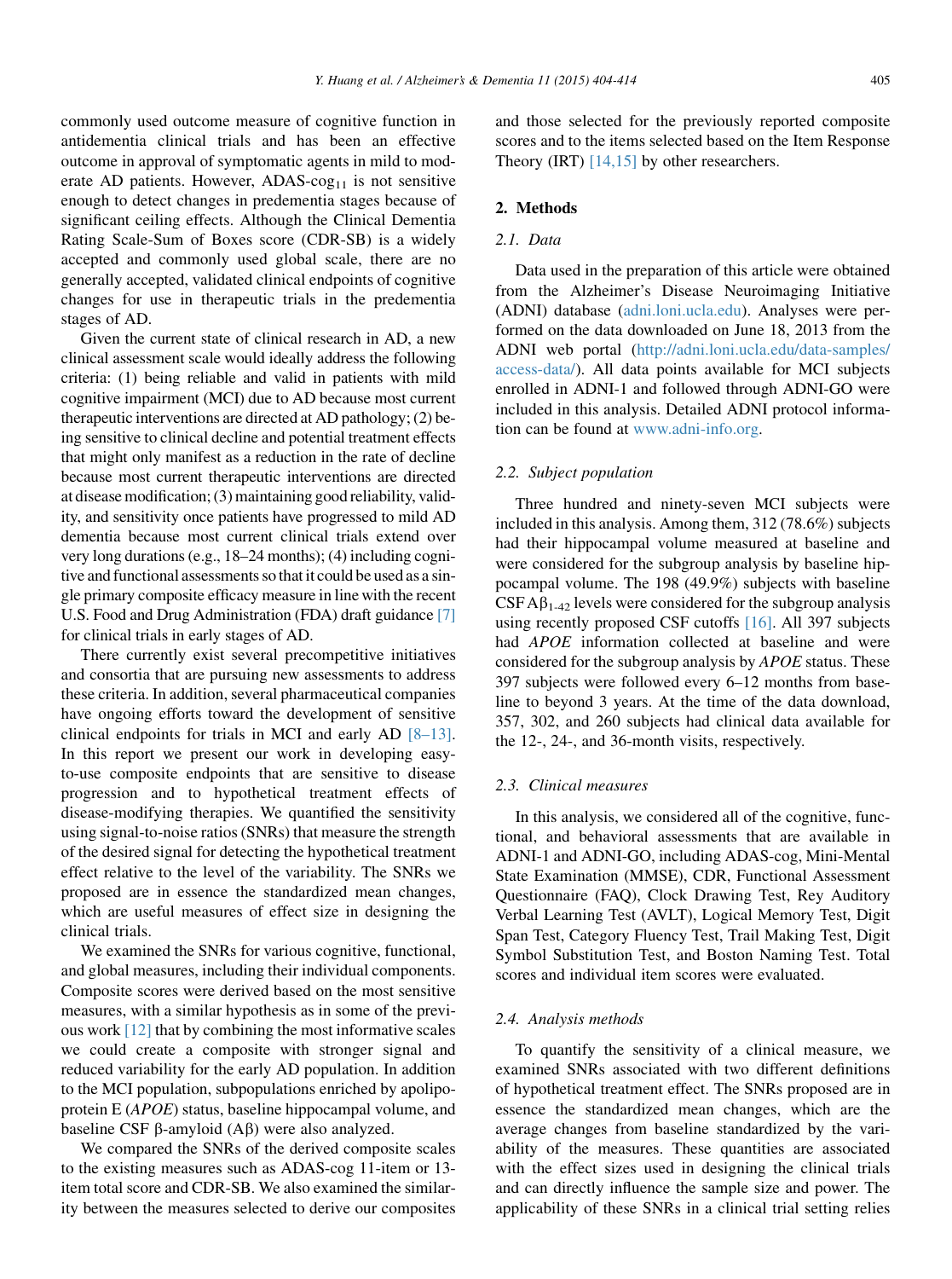commonly used outcome measure of cognitive function in antidementia clinical trials and has been an effective outcome in approval of symptomatic agents in mild to moderate AD patients. However, ADAS-cog$_{11}$ is not sensitive enough to detect changes in predementia stages because of significant ceiling effects. Although the Clinical Dementia Rating Scale-Sum of Boxes score (CDR-SB) is a widely accepted and commonly used global scale, there are no generally accepted, validated clinical endpoints of cognitive changes for use in therapeutic trials in the predementia stages of AD.

Given the current state of clinical research in AD, a new clinical assessment scale would ideally address the following criteria: (1) being reliable and valid in patients with mild cognitive impairment (MCI) due to AD because most current therapeutic interventions are directed at AD pathology; (2) being sensitive to clinical decline and potential treatment effects that might only manifest as a reduction in the rate of decline because most current therapeutic interventions are directed at disease modification; (3) maintaining good reliability, validity, and sensitivity once patients have progressed to mild AD dementia because most current clinical trials extend over very long durations (e.g., 18–24 months); (4) including cognitive and functional assessments so that it could be used as a single primary composite efficacy measure in line with the recent U.S. Food and Drug Administration (FDA) draft guidance [7] for clinical trials in early stages of AD.

There currently exist several precompetitive initiatives and consortia that are pursuing new assessments to address these criteria. In addition, several pharmaceutical companies have ongoing efforts toward the development of sensitive clinical endpoints for trials in MCI and early AD [8–13]. In this report we present our work in developing easy-to-use composite endpoints that are sensitive to disease progression and to hypothetical treatment effects of disease-modifying therapies. We quantified the sensitivity using signal-to-noise ratios (SNRs) that measure the strength of the desired signal for detecting the hypothetical treatment effect relative to the level of the variability. The SNRs we proposed are in essence the standardized mean changes, which are useful measures of effect size in designing the clinical trials.

We examined the SNRs for various cognitive, functional, and global measures, including their individual components. Composite scores were derived based on the most sensitive measures, with a similar hypothesis as in some of the previous work [12] that by combining the most informative scales we could create a composite with stronger signal and reduced variability for the early AD population. In addition to the MCI population, subpopulations enriched by apolipoprotein E (*APOE*) status, baseline hippocampal volume, and baseline CSF β-amyloid (Aβ) were also analyzed.

We compared the SNRs of the derived composite scales to the existing measures such as ADAS-cog 11-item or 13-item total score and CDR-SB. We also examined the similarity between the measures selected to derive our composites and those selected for the previously reported composite scores and to the items selected based on the Item Response Theory (IRT) [14,15] by other researchers.

## 2. Methods

### 2.1. Data

Data used in the preparation of this article were obtained from the Alzheimer's Disease Neuroimaging Initiative (ADNI) database (adni.loni.ucla.edu). Analyses were performed on the data downloaded on June 18, 2013 from the ADNI web portal (http://adni.loni.ucla.edu/data-samples/access-data/). All data points available for MCI subjects enrolled in ADNI-1 and followed through ADNI-GO were included in this analysis. Detailed ADNI protocol information can be found at www.adni-info.org.

### 2.2. Subject population

Three hundred and ninety-seven MCI subjects were included in this analysis. Among them, 312 (78.6%) subjects had their hippocampal volume measured at baseline and were considered for the subgroup analysis by baseline hippocampal volume. The 198 (49.9%) subjects with baseline CSF A$\beta_{1\text{-}42}$ levels were considered for the subgroup analysis using recently proposed CSF cutoffs [16]. All 397 subjects had *APOE* information collected at baseline and were considered for the subgroup analysis by *APOE* status. These 397 subjects were followed every 6–12 months from baseline to beyond 3 years. At the time of the data download, 357, 302, and 260 subjects had clinical data available for the 12-, 24-, and 36-month visits, respectively.

### 2.3. Clinical measures

In this analysis, we considered all of the cognitive, functional, and behavioral assessments that are available in ADNI-1 and ADNI-GO, including ADAS-cog, Mini-Mental State Examination (MMSE), CDR, Functional Assessment Questionnaire (FAQ), Clock Drawing Test, Rey Auditory Verbal Learning Test (AVLT), Logical Memory Test, Digit Span Test, Category Fluency Test, Trail Making Test, Digit Symbol Substitution Test, and Boston Naming Test. Total scores and individual item scores were evaluated.

### 2.4. Analysis methods

To quantify the sensitivity of a clinical measure, we examined SNRs associated with two different definitions of hypothetical treatment effect. The SNRs proposed are in essence the standardized mean changes, which are the average changes from baseline standardized by the variability of the measures. These quantities are associated with the effect sizes used in designing the clinical trials and can directly influence the sample size and power. The applicability of these SNRs in a clinical trial setting relies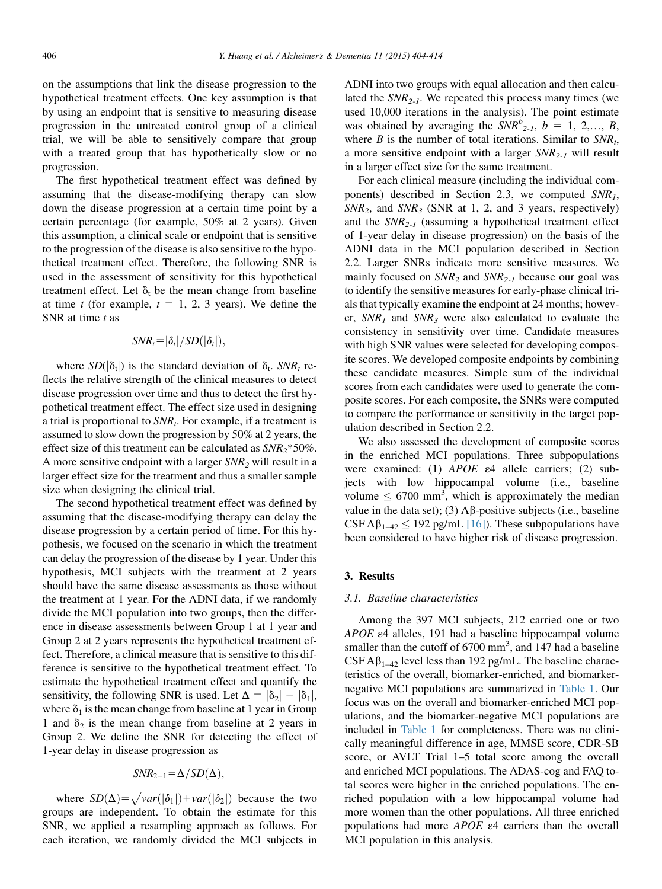on the assumptions that link the disease progression to the hypothetical treatment effects. One key assumption is that by using an endpoint that is sensitive to measuring disease progression in the untreated control group of a clinical trial, we will be able to sensitively compare that group with a treated group that has hypothetically slow or no progression.

The first hypothetical treatment effect was defined by assuming that the disease-modifying therapy can slow down the disease progression at a certain time point by a certain percentage (for example, 50% at 2 years). Given this assumption, a clinical scale or endpoint that is sensitive to the progression of the disease is also sensitive to the hypothetical treatment effect. Therefore, the following SNR is used in the assessment of sensitivity for this hypothetical treatment effect. Let $\delta_t$ be the mean change from baseline at time $t$ (for example, $t = 1, 2, 3$ years). We define the SNR at time $t$ as

$$SNR_t = |\delta_t| / SD(|\delta_t|),$$

where $SD(|\delta_t|)$ is the standard deviation of $\delta_t$. $SNR_t$ reflects the relative strength of the clinical measures to detect disease progression over time and thus to detect the first hypothetical treatment effect. The effect size used in designing a trial is proportional to $SNR_t$. For example, if a treatment is assumed to slow down the progression by 50% at 2 years, the effect size of this treatment can be calculated as $SNR_2$*50%. A more sensitive endpoint with a larger $SNR_2$ will result in a larger effect size for the treatment and thus a smaller sample size when designing the clinical trial.

The second hypothetical treatment effect was defined by assuming that the disease-modifying therapy can delay the disease progression by a certain period of time. For this hypothesis, we focused on the scenario in which the treatment can delay the progression of the disease by 1 year. Under this hypothesis, MCI subjects with the treatment at 2 years should have the same disease assessments as those without the treatment at 1 year. For the ADNI data, if we randomly divide the MCI population into two groups, then the difference in disease assessments between Group 1 at 1 year and Group 2 at 2 years represents the hypothetical treatment effect. Therefore, a clinical measure that is sensitive to this difference is sensitive to the hypothetical treatment effect. To estimate the hypothetical treatment effect and quantify the sensitivity, the following SNR is used. Let $\Delta = |\delta_2| - |\delta_1|$, where $\delta_1$ is the mean change from baseline at 1 year in Group 1 and $\delta_2$ is the mean change from baseline at 2 years in Group 2. We define the SNR for detecting the effect of 1-year delay in disease progression as

$$SNR_{2-1} = \Delta / SD(\Delta),$$

where $SD(\Delta) = \sqrt{var(|\delta_1|) + var(|\delta_2|)}$ because the two groups are independent. To obtain the estimate for this SNR, we applied a resampling approach as follows. For each iteration, we randomly divided the MCI subjects in ADNI into two groups with equal allocation and then calculated the $SNR_{2\text{-}1}$. We repeated this process many times (we used 10,000 iterations in the analysis). The point estimate was obtained by averaging the $SNR^b_{2\text{-}1}$, $b = 1, 2, \ldots, B$, where $B$ is the number of total iterations. Similar to $SNR_t$, a more sensitive endpoint with a larger $SNR_{2\text{-}1}$ will result in a larger effect size for the same treatment.

For each clinical measure (including the individual components) described in Section 2.3, we computed $SNR_1$, $SNR_2$, and $SNR_3$ (SNR at 1, 2, and 3 years, respectively) and the $SNR_{2\text{-}1}$ (assuming a hypothetical treatment effect of 1-year delay in disease progression) on the basis of the ADNI data in the MCI population described in Section 2.2. Larger SNRs indicate more sensitive measures. We mainly focused on $SNR_2$ and $SNR_{2\text{-}1}$ because our goal was to identify the sensitive measures for early-phase clinical trials that typically examine the endpoint at 24 months; however, $SNR_1$ and $SNR_3$ were also calculated to evaluate the consistency in sensitivity over time. Candidate measures with high SNR values were selected for developing composite scores. We developed composite endpoints by combining these candidate measures. Simple sum of the individual scores from each candidates were used to generate the composite scores. For each composite, the SNRs were computed to compare the performance or sensitivity in the target population described in Section 2.2.

We also assessed the development of composite scores in the enriched MCI populations. Three subpopulations were examined: (1) *APOE* ε4 allele carriers; (2) subjects with low hippocampal volume (i.e., baseline volume ≤ 6700 $mm^3$, which is approximately the median value in the data set); (3) Aβ-positive subjects (i.e., baseline CSF $A\beta_{1\text{–}42}$ ≤ 192 pg/mL [16]). These subpopulations have been considered to have higher risk of disease progression.

## 3. Results

### 3.1. Baseline characteristics

Among the 397 MCI subjects, 212 carried one or two *APOE* ε4 alleles, 191 had a baseline hippocampal volume smaller than the cutoff of 6700 $mm^3$, and 147 had a baseline CSF $A\beta_{1\text{–}42}$ level less than 192 pg/mL. The baseline characteristics of the overall, biomarker-enriched, and biomarker-negative MCI populations are summarized in Table 1. Our focus was on the overall and biomarker-enriched MCI populations, and the biomarker-negative MCI populations are included in Table 1 for completeness. There was no clinically meaningful difference in age, MMSE score, CDR-SB score, or AVLT Trial 1–5 total score among the overall and enriched MCI populations. The ADAS-cog and FAQ total scores were higher in the enriched populations. The enriched population with a low hippocampal volume had more women than the other populations. All three enriched populations had more *APOE* ε4 carriers than the overall MCI population in this analysis.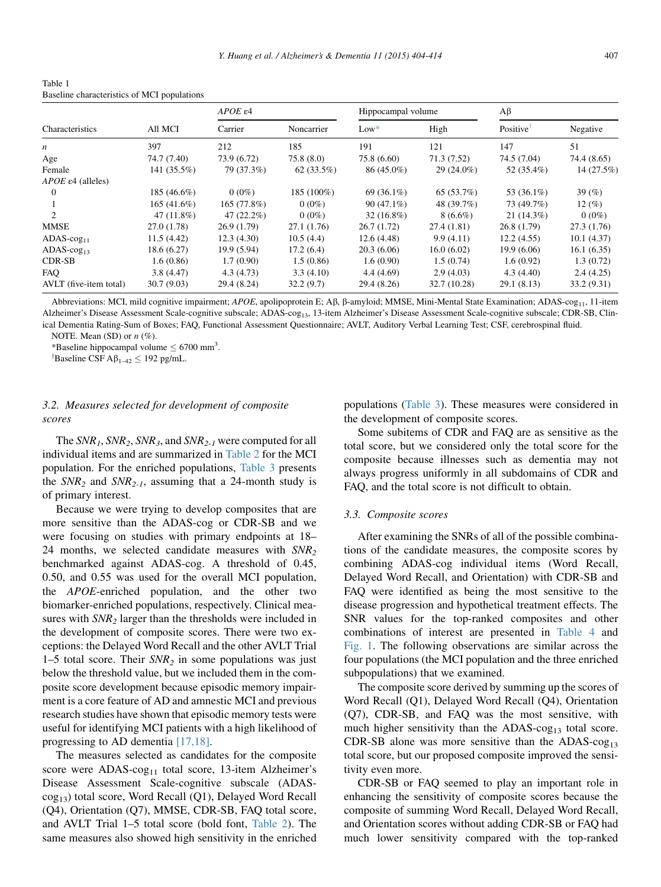Table 1
Baseline characteristics of MCI populations

| Characteristics | All MCI | $APOE$ ε4 | | Hippocampal volume | | Aβ | |
|---|---|---|---|---|---|---|---|
| | | Carrier | Noncarrier | Low* | High | Positive† | Negative |
| $n$ | 397 | 212 | 185 | 191 | 121 | 147 | 51 |
| Age | 74.7 (7.40) | 73.9 (6.72) | 75.8 (8.0) | 75.8 (6.60) | 71.3 (7.52) | 74.5 (7.04) | 74.4 (8.65) |
| Female | 141 (35.5%) | 79 (37.3%) | 62 (33.5%) | 86 (45.0%) | 29 (24.0%) | 52 (35.4%) | 14 (27.5%) |
| $APOE$ ε4 (alleles) | | | | | | | |
| 0 | 185 (46.6%) | 0 (0%) | 185 (100%) | 69 (36.1%) | 65 (53.7%) | 53 (36.1%) | 39 (%) |
| 1 | 165 (41.6%) | 165 (77.8%) | 0 (0%) | 90 (47.1%) | 48 (39.7%) | 73 (49.7%) | 12 (%) |
| 2 | 47 (11.8%) | 47 (22.2%) | 0 (0%) | 32 (16.8%) | 8 (6.6%) | 21 (14.3%) | 0 (0%) |
| MMSE | 27.0 (1.78) | 26.9 (1.79) | 27.1 (1.76) | 26.7 (1.72) | 27.4 (1.81) | 26.8 (1.79) | 27.3 (1.76) |
| ADAS-cog$_{11}$ | 11.5 (4.42) | 12.3 (4.30) | 10.5 (4.4) | 12.6 (4.48) | 9.9 (4.11) | 12.2 (4.55) | 10.1 (4.37) |
| ADAS-cog$_{13}$ | 18.6 (6.27) | 19.9 (5.94) | 17.2 (6.4) | 20.3 (6.06) | 16.0 (6.02) | 19.9 (6.06) | 16.1 (6.35) |
| CDR-SB | 1.6 (0.86) | 1.7 (0.90) | 1.5 (0.86) | 1.6 (0.90) | 1.5 (0.74) | 1.6 (0.92) | 1.3 (0.72) |
| FAQ | 3.8 (4.47) | 4.3 (4.73) | 3.3 (4.10) | 4.4 (4.69) | 2.9 (4.03) | 4.3 (4.40) | 2.4 (4.25) |
| AVLT (five-item total) | 30.7 (9.03) | 29.4 (8.24) | 32.2 (9.7) | 29.4 (8.26) | 32.7 (10.28) | 29.1 (8.13) | 33.2 (9.31) |

Abbreviations: MCI, mild cognitive impairment; $APOE$, apolipoprotein E; Aβ, β-amyloid; MMSE, Mini-Mental State Examination; ADAS-cog$_{11}$, 11-item Alzheimer's Disease Assessment Scale-cognitive subscale; ADAS-cog$_{13}$, 13-item Alzheimer's Disease Assessment Scale-cognitive subscale; CDR-SB, Clinical Dementia Rating-Sum of Boxes; FAQ, Functional Assessment Questionnaire; AVLT, Auditory Verbal Learning Test; CSF, cerebrospinal fluid.

NOTE. Mean (SD) or $n$ (%).

*Baseline hippocampal volume $\leq 6700$ mm$^3$.

†Baseline CSF A$\beta_{1-42} \leq 192$ pg/mL.

### 3.2. Measures selected for development of composite scores

The $SNR_1$, $SNR_2$, $SNR_3$, and $SNR_{2\text{-}1}$ were computed for all individual items and are summarized in Table 2 for the MCI population. For the enriched populations, Table 3 presents the $SNR_2$ and $SNR_{2\text{-}1}$, assuming that a 24-month study is of primary interest.

Because we were trying to develop composites that are more sensitive than the ADAS-cog or CDR-SB and we were focusing on studies with primary endpoints at 18–24 months, we selected candidate measures with $SNR_2$ benchmarked against ADAS-cog. A threshold of 0.45, 0.50, and 0.55 was used for the overall MCI population, the $APOE$-enriched population, and the other two biomarker-enriched populations, respectively. Clinical measures with $SNR_2$ larger than the thresholds were included in the development of composite scores. There were two exceptions: the Delayed Word Recall and the other AVLT Trial 1–5 total score. Their $SNR_2$ in some populations was just below the threshold value, but we included them in the composite score development because episodic memory impairment is a core feature of AD and amnestic MCI and previous research studies have shown that episodic memory tests were useful for identifying MCI patients with a high likelihood of progressing to AD dementia [17,18].

The measures selected as candidates for the composite score were ADAS-cog$_{11}$ total score, 13-item Alzheimer's Disease Assessment Scale-cognitive subscale (ADAS-cog$_{13}$) total score, Word Recall (Q1), Delayed Word Recall (Q4), Orientation (Q7), MMSE, CDR-SB, FAQ total score, and AVLT Trial 1–5 total score (bold font, Table 2). The same measures also showed high sensitivity in the enriched populations (Table 3). These measures were considered in the development of composite scores.

Some subitems of CDR and FAQ are as sensitive as the total score, but we considered only the total score for the composite because illnesses such as dementia may not always progress uniformly in all subdomains of CDR and FAQ, and the total score is not difficult to obtain.

### 3.3. Composite scores

After examining the SNRs of all of the possible combinations of the candidate measures, the composite scores by combining ADAS-cog individual items (Word Recall, Delayed Word Recall, and Orientation) with CDR-SB and FAQ were identified as being the most sensitive to the disease progression and hypothetical treatment effects. The SNR values for the top-ranked composites and other combinations of interest are presented in Table 4 and Fig. 1. The following observations are similar across the four populations (the MCI population and the three enriched subpopulations) that we examined.

The composite score derived by summing up the scores of Word Recall (Q1), Delayed Word Recall (Q4), Orientation (Q7), CDR-SB, and FAQ was the most sensitive, with much higher sensitivity than the ADAS-cog$_{13}$ total score. CDR-SB alone was more sensitive than the ADAS-cog$_{13}$ total score, but our proposed composite improved the sensitivity even more.

CDR-SB or FAQ seemed to play an important role in enhancing the sensitivity of composite scores because the composite of summing Word Recall, Delayed Word Recall, and Orientation scores without adding CDR-SB or FAQ had much lower sensitivity compared with the top-ranked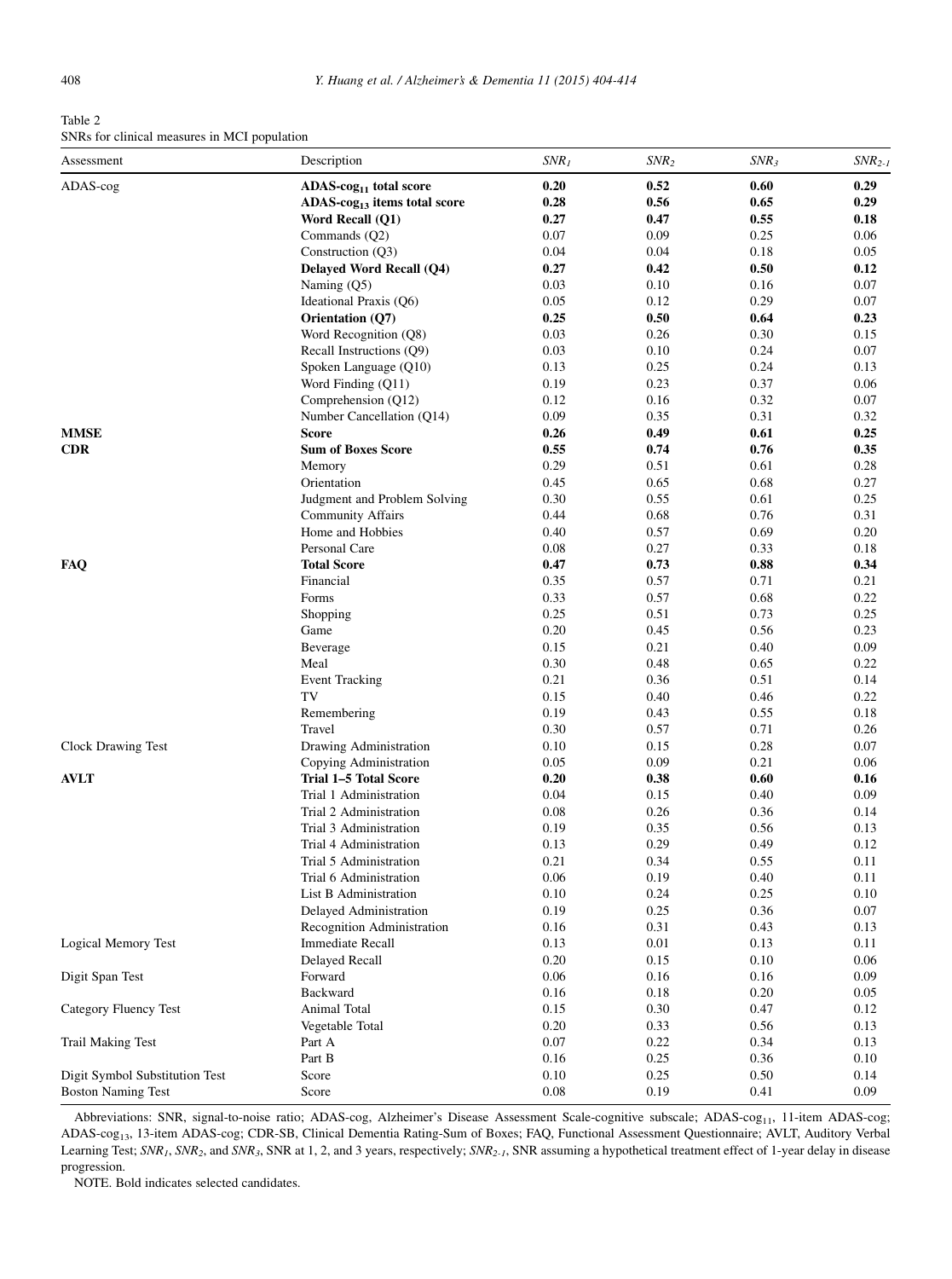Table 2
SNRs for clinical measures in MCI population

| Assessment | Description | $SNR_1$ | $SNR_2$ | $SNR_3$ | $SNR_{2\text{-}1}$ |
|---|---|---|---|---|---|
| ADAS-cog | **ADAS-cog$_{11}$ total score** | **0.20** | **0.52** | **0.60** | **0.29** |
| | **ADAS-cog$_{13}$ items total score** | **0.28** | **0.56** | **0.65** | **0.29** |
| | **Word Recall (Q1)** | **0.27** | **0.47** | **0.55** | **0.18** |
| | Commands (Q2) | 0.07 | 0.09 | 0.25 | 0.06 |
| | Construction (Q3) | 0.04 | 0.04 | 0.18 | 0.05 |
| | **Delayed Word Recall (Q4)** | **0.27** | **0.42** | **0.50** | **0.12** |
| | Naming (Q5) | 0.03 | 0.10 | 0.16 | 0.07 |
| | Ideational Praxis (Q6) | 0.05 | 0.12 | 0.29 | 0.07 |
| | **Orientation (Q7)** | **0.25** | **0.50** | **0.64** | **0.23** |
| | Word Recognition (Q8) | 0.03 | 0.26 | 0.30 | 0.15 |
| | Recall Instructions (Q9) | 0.03 | 0.10 | 0.24 | 0.07 |
| | Spoken Language (Q10) | 0.13 | 0.25 | 0.24 | 0.13 |
| | Word Finding (Q11) | 0.19 | 0.23 | 0.37 | 0.06 |
| | Comprehension (Q12) | 0.12 | 0.16 | 0.32 | 0.07 |
| | Number Cancellation (Q14) | 0.09 | 0.35 | 0.31 | 0.32 |
| **MMSE** | **Score** | **0.26** | **0.49** | **0.61** | **0.25** |
| **CDR** | **Sum of Boxes Score** | **0.55** | **0.74** | **0.76** | **0.35** |
| | Memory | 0.29 | 0.51 | 0.61 | 0.28 |
| | Orientation | 0.45 | 0.65 | 0.68 | 0.27 |
| | Judgment and Problem Solving | 0.30 | 0.55 | 0.61 | 0.25 |
| | Community Affairs | 0.44 | 0.68 | 0.76 | 0.31 |
| | Home and Hobbies | 0.40 | 0.57 | 0.69 | 0.20 |
| | Personal Care | 0.08 | 0.27 | 0.33 | 0.18 |
| **FAQ** | **Total Score** | **0.47** | **0.73** | **0.88** | **0.34** |
| | Financial | 0.35 | 0.57 | 0.71 | 0.21 |
| | Forms | 0.33 | 0.57 | 0.68 | 0.22 |
| | Shopping | 0.25 | 0.51 | 0.73 | 0.25 |
| | Game | 0.20 | 0.45 | 0.56 | 0.23 |
| | Beverage | 0.15 | 0.21 | 0.40 | 0.09 |
| | Meal | 0.30 | 0.48 | 0.65 | 0.22 |
| | Event Tracking | 0.21 | 0.36 | 0.51 | 0.14 |
| | TV | 0.15 | 0.40 | 0.46 | 0.22 |
| | Remembering | 0.19 | 0.43 | 0.55 | 0.18 |
| | Travel | 0.30 | 0.57 | 0.71 | 0.26 |
| Clock Drawing Test | Drawing Administration | 0.10 | 0.15 | 0.28 | 0.07 |
| | Copying Administration | 0.05 | 0.09 | 0.21 | 0.06 |
| **AVLT** | **Trial 1–5 Total Score** | **0.20** | **0.38** | **0.60** | **0.16** |
| | Trial 1 Administration | 0.04 | 0.15 | 0.40 | 0.09 |
| | Trial 2 Administration | 0.08 | 0.26 | 0.36 | 0.14 |
| | Trial 3 Administration | 0.19 | 0.35 | 0.56 | 0.13 |
| | Trial 4 Administration | 0.13 | 0.29 | 0.49 | 0.12 |
| | Trial 5 Administration | 0.21 | 0.34 | 0.55 | 0.11 |
| | Trial 6 Administration | 0.06 | 0.19 | 0.40 | 0.11 |
| | List B Administration | 0.10 | 0.24 | 0.25 | 0.10 |
| | Delayed Administration | 0.19 | 0.25 | 0.36 | 0.07 |
| | Recognition Administration | 0.16 | 0.31 | 0.43 | 0.13 |
| Logical Memory Test | Immediate Recall | 0.13 | 0.01 | 0.13 | 0.11 |
| | Delayed Recall | 0.20 | 0.15 | 0.10 | 0.06 |
| Digit Span Test | Forward | 0.06 | 0.16 | 0.16 | 0.09 |
| | Backward | 0.16 | 0.18 | 0.20 | 0.05 |
| Category Fluency Test | Animal Total | 0.15 | 0.30 | 0.47 | 0.12 |
| | Vegetable Total | 0.20 | 0.33 | 0.56 | 0.13 |
| Trail Making Test | Part A | 0.07 | 0.22 | 0.34 | 0.13 |
| | Part B | 0.16 | 0.25 | 0.36 | 0.10 |
| Digit Symbol Substitution Test | Score | 0.10 | 0.25 | 0.50 | 0.14 |
| Boston Naming Test | Score | 0.08 | 0.19 | 0.41 | 0.09 |

Abbreviations: SNR, signal-to-noise ratio; ADAS-cog, Alzheimer's Disease Assessment Scale-cognitive subscale; ADAS-cog$_{11}$, 11-item ADAS-cog; ADAS-cog$_{13}$, 13-item ADAS-cog; CDR-SB, Clinical Dementia Rating-Sum of Boxes; FAQ, Functional Assessment Questionnaire; AVLT, Auditory Verbal Learning Test; $SNR_1$, $SNR_2$, and $SNR_3$, SNR at 1, 2, and 3 years, respectively; $SNR_{2\text{-}1}$, SNR assuming a hypothetical treatment effect of 1-year delay in disease progression.

NOTE. Bold indicates selected candidates.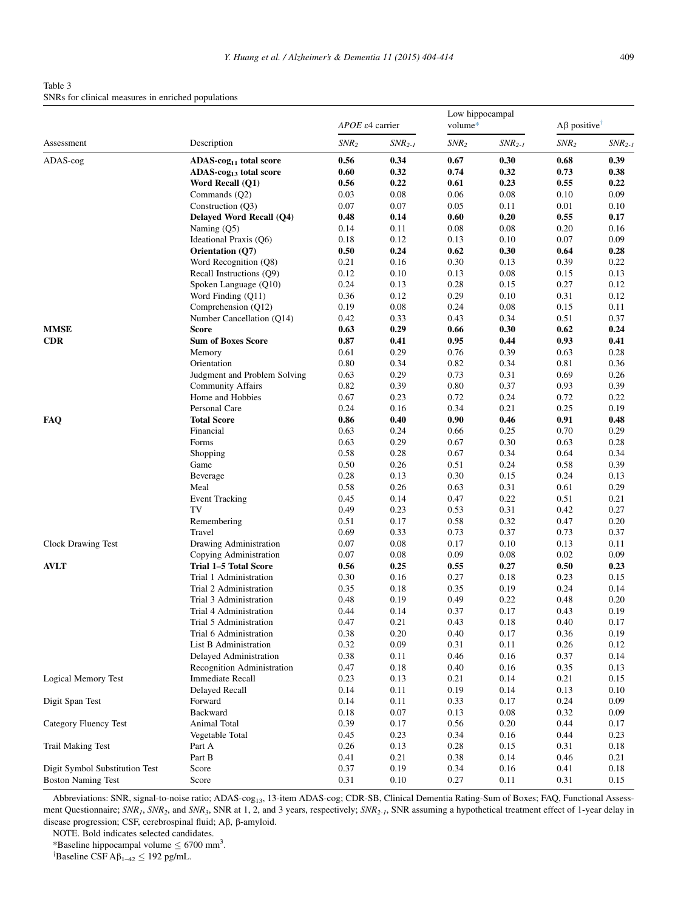Table 3
SNRs for clinical measures in enriched populations

| Assessment | Description | *APOE* ε4 carrier | | Low hippocampal volume* | | Aβ positive† | |
|---|---|---|---|---|---|---|---|
| | | $SNR_2$ | $SNR_{2\text{-}1}$ | $SNR_2$ | $SNR_{2\text{-}1}$ | $SNR_2$ | $SNR_{2\text{-}1}$ |
| ADAS-cog | **ADAS-cog$_{11}$ total score** | **0.56** | **0.34** | **0.67** | **0.30** | **0.68** | **0.39** |
| | **ADAS-cog$_{13}$ total score** | **0.60** | **0.32** | **0.74** | **0.32** | **0.73** | **0.38** |
| | **Word Recall (Q1)** | **0.56** | **0.22** | **0.61** | **0.23** | **0.55** | **0.22** |
| | Commands (Q2) | 0.03 | 0.08 | 0.06 | 0.08 | 0.10 | 0.09 |
| | Construction (Q3) | 0.07 | 0.07 | 0.05 | 0.11 | 0.01 | 0.10 |
| | **Delayed Word Recall (Q4)** | **0.48** | **0.14** | **0.60** | **0.20** | **0.55** | **0.17** |
| | Naming (Q5) | 0.14 | 0.11 | 0.08 | 0.08 | 0.20 | 0.16 |
| | Ideational Praxis (Q6) | 0.18 | 0.12 | 0.13 | 0.10 | 0.07 | 0.09 |
| | **Orientation (Q7)** | **0.50** | **0.24** | **0.62** | **0.30** | **0.64** | **0.28** |
| | Word Recognition (Q8) | 0.21 | 0.16 | 0.30 | 0.13 | 0.39 | 0.22 |
| | Recall Instructions (Q9) | 0.12 | 0.10 | 0.13 | 0.08 | 0.15 | 0.13 |
| | Spoken Language (Q10) | 0.24 | 0.13 | 0.28 | 0.15 | 0.27 | 0.12 |
| | Word Finding (Q11) | 0.36 | 0.12 | 0.29 | 0.10 | 0.31 | 0.12 |
| | Comprehension (Q12) | 0.19 | 0.08 | 0.24 | 0.08 | 0.15 | 0.11 |
| | Number Cancellation (Q14) | 0.42 | 0.33 | 0.43 | 0.34 | 0.51 | 0.37 |
| **MMSE** | **Score** | **0.63** | **0.29** | **0.66** | **0.30** | **0.62** | **0.24** |
| **CDR** | **Sum of Boxes Score** | **0.87** | **0.41** | **0.95** | **0.44** | **0.93** | **0.41** |
| | Memory | 0.61 | 0.29 | 0.76 | 0.39 | 0.63 | 0.28 |
| | Orientation | 0.80 | 0.34 | 0.82 | 0.34 | 0.81 | 0.36 |
| | Judgment and Problem Solving | 0.63 | 0.29 | 0.73 | 0.31 | 0.69 | 0.26 |
| | Community Affairs | 0.82 | 0.39 | 0.80 | 0.37 | 0.93 | 0.39 |
| | Home and Hobbies | 0.67 | 0.23 | 0.72 | 0.24 | 0.72 | 0.22 |
| | Personal Care | 0.24 | 0.16 | 0.34 | 0.21 | 0.25 | 0.19 |
| **FAQ** | **Total Score** | **0.86** | **0.40** | **0.90** | **0.46** | **0.91** | **0.48** |
| | Financial | 0.63 | 0.24 | 0.66 | 0.25 | 0.70 | 0.29 |
| | Forms | 0.63 | 0.29 | 0.67 | 0.30 | 0.63 | 0.28 |
| | Shopping | 0.58 | 0.28 | 0.67 | 0.34 | 0.64 | 0.34 |
| | Game | 0.50 | 0.26 | 0.51 | 0.24 | 0.58 | 0.39 |
| | Beverage | 0.28 | 0.13 | 0.30 | 0.15 | 0.24 | 0.13 |
| | Meal | 0.58 | 0.26 | 0.63 | 0.31 | 0.61 | 0.29 |
| | Event Tracking | 0.45 | 0.14 | 0.47 | 0.22 | 0.51 | 0.21 |
| | TV | 0.49 | 0.23 | 0.53 | 0.31 | 0.42 | 0.27 |
| | Remembering | 0.51 | 0.17 | 0.58 | 0.32 | 0.47 | 0.20 |
| | Travel | 0.69 | 0.33 | 0.73 | 0.37 | 0.73 | 0.37 |
| Clock Drawing Test | Drawing Administration | 0.07 | 0.08 | 0.17 | 0.10 | 0.13 | 0.11 |
| | Copying Administration | 0.07 | 0.08 | 0.09 | 0.08 | 0.02 | 0.09 |
| **AVLT** | **Trial 1–5 Total Score** | **0.56** | **0.25** | **0.55** | **0.27** | **0.50** | **0.23** |
| | Trial 1 Administration | 0.30 | 0.16 | 0.27 | 0.18 | 0.23 | 0.15 |
| | Trial 2 Administration | 0.35 | 0.18 | 0.35 | 0.19 | 0.24 | 0.14 |
| | Trial 3 Administration | 0.48 | 0.19 | 0.49 | 0.22 | 0.48 | 0.20 |
| | Trial 4 Administration | 0.44 | 0.14 | 0.37 | 0.17 | 0.43 | 0.19 |
| | Trial 5 Administration | 0.47 | 0.21 | 0.43 | 0.18 | 0.40 | 0.17 |
| | Trial 6 Administration | 0.38 | 0.20 | 0.40 | 0.17 | 0.36 | 0.19 |
| | List B Administration | 0.32 | 0.09 | 0.31 | 0.11 | 0.26 | 0.12 |
| | Delayed Administration | 0.38 | 0.11 | 0.46 | 0.16 | 0.37 | 0.14 |
| | Recognition Administration | 0.47 | 0.18 | 0.40 | 0.16 | 0.35 | 0.13 |
| Logical Memory Test | Immediate Recall | 0.23 | 0.13 | 0.21 | 0.14 | 0.21 | 0.15 |
| | Delayed Recall | 0.14 | 0.11 | 0.19 | 0.14 | 0.13 | 0.10 |
| Digit Span Test | Forward | 0.14 | 0.11 | 0.33 | 0.17 | 0.24 | 0.09 |
| | Backward | 0.18 | 0.07 | 0.13 | 0.08 | 0.32 | 0.09 |
| Category Fluency Test | Animal Total | 0.39 | 0.17 | 0.56 | 0.20 | 0.44 | 0.17 |
| | Vegetable Total | 0.45 | 0.23 | 0.34 | 0.16 | 0.44 | 0.23 |
| Trail Making Test | Part A | 0.26 | 0.13 | 0.28 | 0.15 | 0.31 | 0.18 |
| | Part B | 0.41 | 0.21 | 0.38 | 0.14 | 0.46 | 0.21 |
| Digit Symbol Substitution Test | Score | 0.37 | 0.19 | 0.34 | 0.16 | 0.41 | 0.18 |
| Boston Naming Test | Score | 0.31 | 0.10 | 0.27 | 0.11 | 0.31 | 0.15 |

Abbreviations: SNR, signal-to-noise ratio; ADAS-cog$_{13}$, 13-item ADAS-cog; CDR-SB, Clinical Dementia Rating-Sum of Boxes; FAQ, Functional Assessment Questionnaire; $SNR_1$, $SNR_2$, and $SNR_3$, SNR at 1, 2, and 3 years, respectively; $SNR_{2\text{-}1}$, SNR assuming a hypothetical treatment effect of 1-year delay in disease progression; CSF, cerebrospinal fluid; Aβ, β-amyloid.

NOTE. Bold indicates selected candidates.

*Baseline hippocampal volume $\leq$ 6700 mm$^3$.

†Baseline CSF A$\beta_{1-42}$ $\leq$ 192 pg/mL.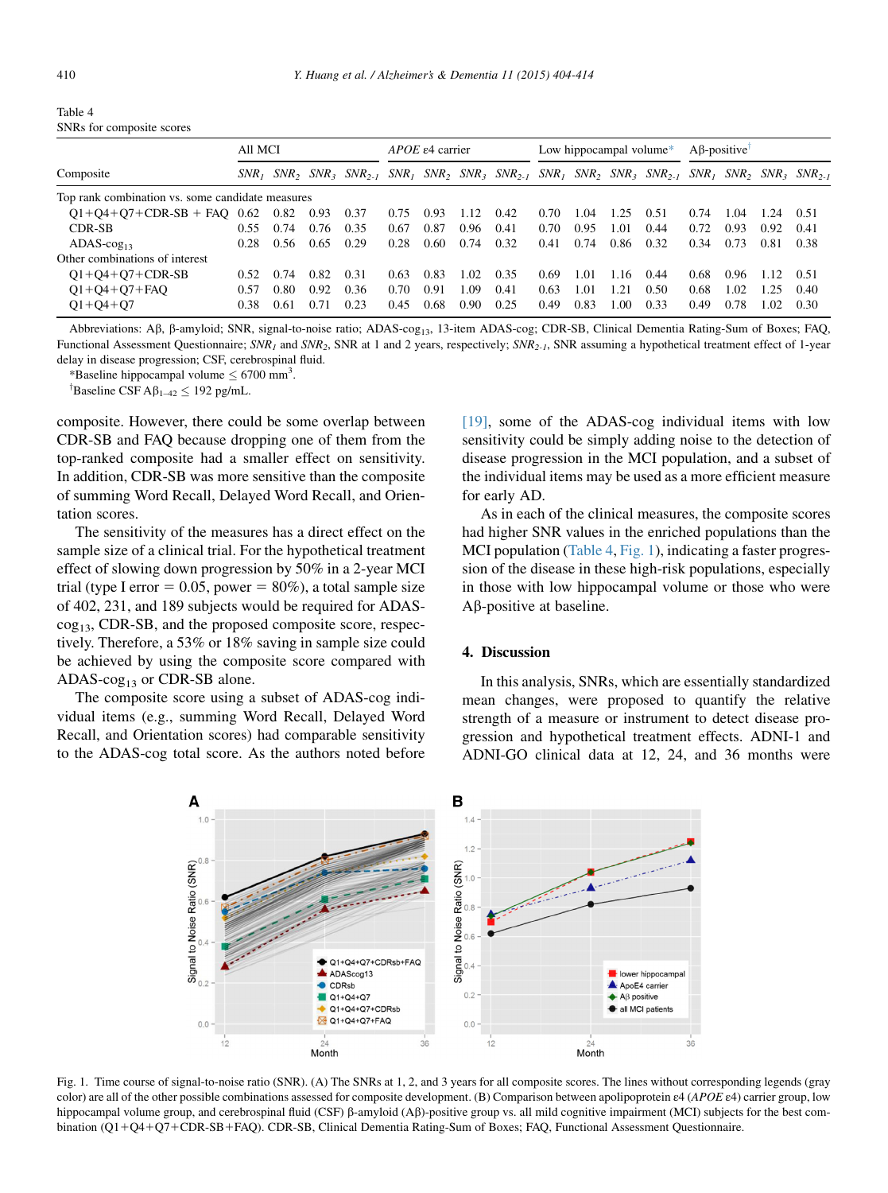Table 4
SNRs for composite scores

| Composite | All MCI | | | | *APOE* ε4 carrier | | | | Low hippocampal volume* | | | | Aβ-positive[†] | | | |
|---|---|---|---|---|---|---|---|---|---|---|---|---|---|---|---|---|
| | $SNR_1$ | $SNR_2$ | $SNR_3$ | $SNR_{2\text{-}1}$ | $SNR_1$ | $SNR_2$ | $SNR_3$ | $SNR_{2\text{-}1}$ | $SNR_1$ | $SNR_2$ | $SNR_3$ | $SNR_{2\text{-}1}$ | $SNR_1$ | $SNR_2$ | $SNR_3$ | $SNR_{2\text{-}1}$ |
| Top rank combination vs. some candidate measures | | | | | | | | | | | | | | | | |
| Q1+Q4+Q7+CDR-SB + FAQ | 0.62 | 0.82 | 0.93 | 0.37 | 0.75 | 0.93 | 1.12 | 0.42 | 0.70 | 1.04 | 1.25 | 0.51 | 0.74 | 1.04 | 1.24 | 0.51 |
| CDR-SB | 0.55 | 0.74 | 0.76 | 0.35 | 0.67 | 0.87 | 0.96 | 0.41 | 0.70 | 0.95 | 1.01 | 0.44 | 0.72 | 0.93 | 0.92 | 0.41 |
| ADAS-$cog_{13}$ | 0.28 | 0.56 | 0.65 | 0.29 | 0.28 | 0.60 | 0.74 | 0.32 | 0.41 | 0.74 | 0.86 | 0.32 | 0.34 | 0.73 | 0.81 | 0.38 |
| Other combinations of interest | | | | | | | | | | | | | | | | |
| Q1+Q4+Q7+CDR-SB | 0.52 | 0.74 | 0.82 | 0.31 | 0.63 | 0.83 | 1.02 | 0.35 | 0.69 | 1.01 | 1.16 | 0.44 | 0.68 | 0.96 | 1.12 | 0.51 |
| Q1+Q4+Q7+FAQ | 0.57 | 0.80 | 0.92 | 0.36 | 0.70 | 0.91 | 1.09 | 0.41 | 0.63 | 1.01 | 1.21 | 0.50 | 0.68 | 1.02 | 1.25 | 0.40 |
| Q1+Q4+Q7 | 0.38 | 0.61 | 0.71 | 0.23 | 0.45 | 0.68 | 0.90 | 0.25 | 0.49 | 0.83 | 1.00 | 0.33 | 0.49 | 0.78 | 1.02 | 0.30 |

Abbreviations: Aβ, β-amyloid; SNR, signal-to-noise ratio; ADAS-$cog_{13}$, 13-item ADAS-cog; CDR-SB, Clinical Dementia Rating-Sum of Boxes; FAQ, Functional Assessment Questionnaire; $SNR_1$ and $SNR_2$, SNR at 1 and 2 years, respectively; $SNR_{2\text{-}1}$, SNR assuming a hypothetical treatment effect of 1-year delay in disease progression; CSF, cerebrospinal fluid.

*Baseline hippocampal volume ≤ 6700 $mm^3$.

[†]Baseline CSF $A\beta_{1\text{-}42}$ ≤ 192 pg/mL.

composite. However, there could be some overlap between CDR-SB and FAQ because dropping one of them from the top-ranked composite had a smaller effect on sensitivity. In addition, CDR-SB was more sensitive than the composite of summing Word Recall, Delayed Word Recall, and Orientation scores.

The sensitivity of the measures has a direct effect on the sample size of a clinical trial. For the hypothetical treatment effect of slowing down progression by 50% in a 2-year MCI trial (type I error = 0.05, power = 80%), a total sample size of 402, 231, and 189 subjects would be required for ADAS-$cog_{13}$, CDR-SB, and the proposed composite score, respectively. Therefore, a 53% or 18% saving in sample size could be achieved by using the composite score compared with ADAS-$cog_{13}$ or CDR-SB alone.

The composite score using a subset of ADAS-cog individual items (e.g., summing Word Recall, Delayed Word Recall, and Orientation scores) had comparable sensitivity to the ADAS-cog total score. As the authors noted before [19], some of the ADAS-cog individual items with low sensitivity could be simply adding noise to the detection of disease progression in the MCI population, and a subset of the individual items may be used as a more efficient measure for early AD.

As in each of the clinical measures, the composite scores had higher SNR values in the enriched populations than the MCI population (Table 4, Fig. 1), indicating a faster progression of the disease in these high-risk populations, especially in those with low hippocampal volume or those who were Aβ-positive at baseline.

## 4. Discussion

In this analysis, SNRs, which are essentially standardized mean changes, were proposed to quantify the relative strength of a measure or instrument to detect disease progression and hypothetical treatment effects. ADNI-1 and ADNI-GO clinical data at 12, 24, and 36 months were

Fig. 1. Time course of signal-to-noise ratio (SNR). (A) The SNRs at 1, 2, and 3 years for all composite scores. The lines without corresponding legends (gray color) are all of the other possible combinations assessed for composite development. (B) Comparison between apolipoprotein ε4 (*APOE* ε4) carrier group, low hippocampal volume group, and cerebrospinal fluid (CSF) β-amyloid (Aβ)-positive group vs. all mild cognitive impairment (MCI) subjects for the best combination (Q1+Q4+Q7+CDR-SB+FAQ). CDR-SB, Clinical Dementia Rating-Sum of Boxes; FAQ, Functional Assessment Questionnaire.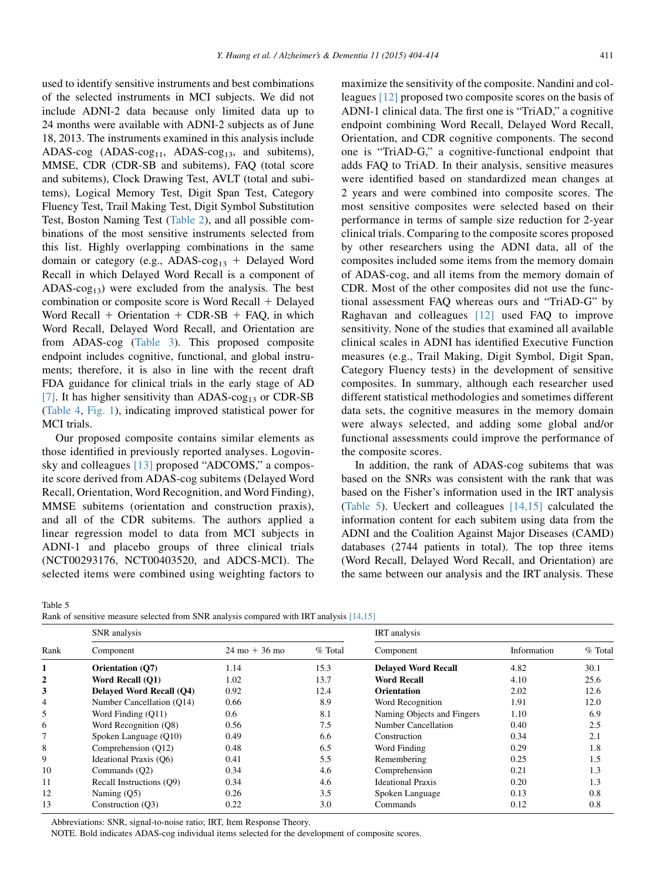used to identify sensitive instruments and best combinations of the selected instruments in MCI subjects. We did not include ADNI-2 data because only limited data up to 24 months were available with ADNI-2 subjects as of June 18, 2013. The instruments examined in this analysis include ADAS-cog (ADAS-$cog_{11}$, ADAS-$cog_{13}$, and subitems), MMSE, CDR (CDR-SB and subitems), FAQ (total score and subitems), Clock Drawing Test, AVLT (total and subitems), Logical Memory Test, Digit Span Test, Category Fluency Test, Trail Making Test, Digit Symbol Substitution Test, Boston Naming Test (Table 2), and all possible combinations of the most sensitive instruments selected from this list. Highly overlapping combinations in the same domain or category (e.g., ADAS-$cog_{13}$ + Delayed Word Recall in which Delayed Word Recall is a component of ADAS-$cog_{13}$) were excluded from the analysis. The best combination or composite score is Word Recall + Delayed Word Recall + Orientation + CDR-SB + FAQ, in which Word Recall, Delayed Word Recall, and Orientation are from ADAS-cog (Table 3). This proposed composite endpoint includes cognitive, functional, and global instruments; therefore, it is also in line with the recent draft FDA guidance for clinical trials in the early stage of AD [7]. It has higher sensitivity than ADAS-$cog_{13}$ or CDR-SB (Table 4, Fig. 1), indicating improved statistical power for MCI trials.

Our proposed composite contains similar elements as those identified in previously reported analyses. Logovinsky and colleagues [13] proposed "ADCOMS," a composite score derived from ADAS-cog subitems (Delayed Word Recall, Orientation, Word Recognition, and Word Finding), MMSE subitems (orientation and construction praxis), and all of the CDR subitems. The authors applied a linear regression model to data from MCI subjects in ADNI-1 and placebo groups of three clinical trials (NCT00293176, NCT00403520, and ADCS-MCI). The selected items were combined using weighting factors to maximize the sensitivity of the composite. Nandini and colleagues [12] proposed two composite scores on the basis of ADNI-1 clinical data. The first one is "TriAD," a cognitive endpoint combining Word Recall, Delayed Word Recall, Orientation, and CDR cognitive components. The second one is "TriAD-G," a cognitive-functional endpoint that adds FAQ to TriAD. In their analysis, sensitive measures were identified based on standardized mean changes at 2 years and were combined into composite scores. The most sensitive composites were selected based on their performance in terms of sample size reduction for 2-year clinical trials. Comparing to the composite scores proposed by other researchers using the ADNI data, all of the composites included some items from the memory domain of ADAS-cog, and all items from the memory domain of CDR. Most of the other composites did not use the functional assessment FAQ whereas ours and "TriAD-G" by Raghavan and colleagues [12] used FAQ to improve sensitivity. None of the studies that examined all available clinical scales in ADNI has identified Executive Function measures (e.g., Trail Making, Digit Symbol, Digit Span, Category Fluency tests) in the development of sensitive composites. In summary, although each researcher used different statistical methodologies and sometimes different data sets, the cognitive measures in the memory domain were always selected, and adding some global and/or functional assessments could improve the performance of the composite scores.

In addition, the rank of ADAS-cog subitems that was based on the SNRs was consistent with the rank that was based on the Fisher's information used in the IRT analysis (Table 5). Ueckert and colleagues [14,15] calculated the information content for each subitem using data from the ADNI and the Coalition Against Major Diseases (CAMD) databases (2744 patients in total). The top three items (Word Recall, Delayed Word Recall, and Orientation) are the same between our analysis and the IRT analysis. These

Table 5
Rank of sensitive measure selected from SNR analysis compared with IRT analysis [14,15]

| Rank | SNR analysis | | | IRT analysis | | |
|---|---|---|---|---|---|---|
| | Component | 24 mo + 36 mo | % Total | Component | Information | % Total |
| **1** | **Orientation (Q7)** | 1.14 | 15.3 | **Delayed Word Recall** | 4.82 | 30.1 |
| **2** | **Word Recall (Q1)** | 1.02 | 13.7 | **Word Recall** | 4.10 | 25.6 |
| **3** | **Delayed Word Recall (Q4)** | 0.92 | 12.4 | **Orientation** | 2.02 | 12.6 |
| 4 | Number Cancellation (Q14) | 0.66 | 8.9 | Word Recognition | 1.91 | 12.0 |
| 5 | Word Finding (Q11) | 0.6 | 8.1 | Naming Objects and Fingers | 1.10 | 6.9 |
| 6 | Word Recognition (Q8) | 0.56 | 7.5 | Number Cancellation | 0.40 | 2.5 |
| 7 | Spoken Language (Q10) | 0.49 | 6.6 | Construction | 0.34 | 2.1 |
| 8 | Comprehension (Q12) | 0.48 | 6.5 | Word Finding | 0.29 | 1.8 |
| 9 | Ideational Praxis (Q6) | 0.41 | 5.5 | Remembering | 0.25 | 1.5 |
| 10 | Commands (Q2) | 0.34 | 4.6 | Comprehension | 0.21 | 1.3 |
| 11 | Recall Instructions (Q9) | 0.34 | 4.6 | Ideational Praxis | 0.20 | 1.3 |
| 12 | Naming (Q5) | 0.26 | 3.5 | Spoken Language | 0.13 | 0.8 |
| 13 | Construction (Q3) | 0.22 | 3.0 | Commands | 0.12 | 0.8 |

Abbreviations: SNR, signal-to-noise ratio; IRT, Item Response Theory.
NOTE. Bold indicates ADAS-cog individual items selected for the development of composite scores.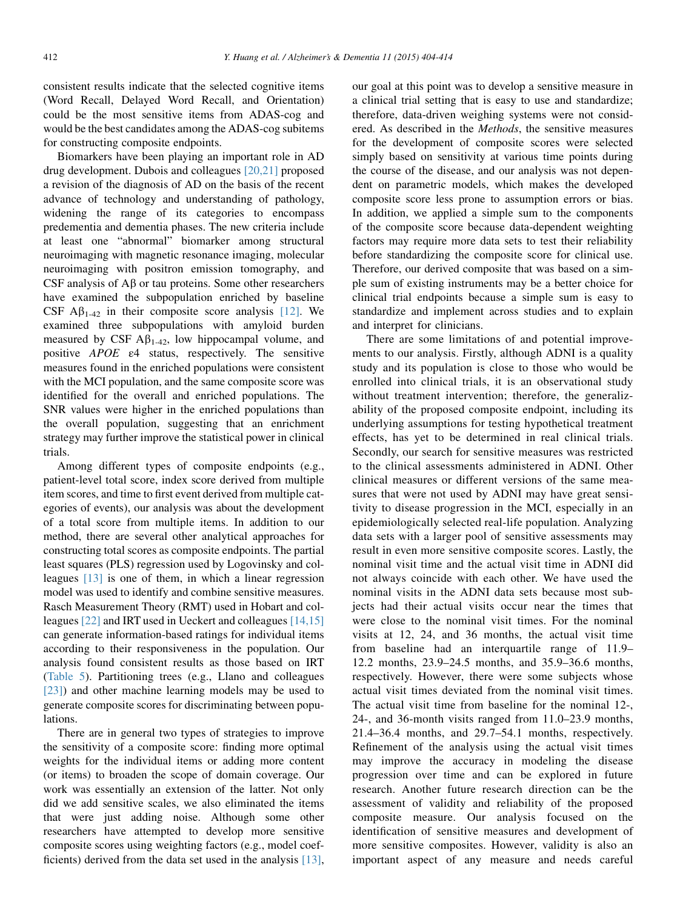consistent results indicate that the selected cognitive items (Word Recall, Delayed Word Recall, and Orientation) could be the most sensitive items from ADAS-cog and would be the best candidates among the ADAS-cog subitems for constructing composite endpoints.

Biomarkers have been playing an important role in AD drug development. Dubois and colleagues [20,21] proposed a revision of the diagnosis of AD on the basis of the recent advance of technology and understanding of pathology, widening the range of its categories to encompass predementia and dementia phases. The new criteria include at least one "abnormal" biomarker among structural neuroimaging with magnetic resonance imaging, molecular neuroimaging with positron emission tomography, and CSF analysis of Aβ or tau proteins. Some other researchers have examined the subpopulation enriched by baseline CSF $A\beta_{1-42}$ in their composite score analysis [12]. We examined three subpopulations with amyloid burden measured by CSF $A\beta_{1-42}$, low hippocampal volume, and positive *APOE* ε4 status, respectively. The sensitive measures found in the enriched populations were consistent with the MCI population, and the same composite score was identified for the overall and enriched populations. The SNR values were higher in the enriched populations than the overall population, suggesting that an enrichment strategy may further improve the statistical power in clinical trials.

Among different types of composite endpoints (e.g., patient-level total score, index score derived from multiple item scores, and time to first event derived from multiple categories of events), our analysis was about the development of a total score from multiple items. In addition to our method, there are several other analytical approaches for constructing total scores as composite endpoints. The partial least squares (PLS) regression used by Logovinsky and colleagues [13] is one of them, in which a linear regression model was used to identify and combine sensitive measures. Rasch Measurement Theory (RMT) used in Hobart and colleagues [22] and IRT used in Ueckert and colleagues [14,15] can generate information-based ratings for individual items according to their responsiveness in the population. Our analysis found consistent results as those based on IRT (Table 5). Partitioning trees (e.g., Llano and colleagues [23]) and other machine learning models may be used to generate composite scores for discriminating between populations.

There are in general two types of strategies to improve the sensitivity of a composite score: finding more optimal weights for the individual items or adding more content (or items) to broaden the scope of domain coverage. Our work was essentially an extension of the latter. Not only did we add sensitive scales, we also eliminated the items that were just adding noise. Although some other researchers have attempted to develop more sensitive composite scores using weighting factors (e.g., model coefficients) derived from the data set used in the analysis [13], our goal at this point was to develop a sensitive measure in a clinical trial setting that is easy to use and standardize; therefore, data-driven weighing systems were not considered. As described in the *Methods*, the sensitive measures for the development of composite scores were selected simply based on sensitivity at various time points during the course of the disease, and our analysis was not dependent on parametric models, which makes the developed composite score less prone to assumption errors or bias. In addition, we applied a simple sum to the components of the composite score because data-dependent weighting factors may require more data sets to test their reliability before standardizing the composite score for clinical use. Therefore, our derived composite that was based on a simple sum of existing instruments may be a better choice for clinical trial endpoints because a simple sum is easy to standardize and implement across studies and to explain and interpret for clinicians.

There are some limitations of and potential improvements to our analysis. Firstly, although ADNI is a quality study and its population is close to those who would be enrolled into clinical trials, it is an observational study without treatment intervention; therefore, the generalizability of the proposed composite endpoint, including its underlying assumptions for testing hypothetical treatment effects, has yet to be determined in real clinical trials. Secondly, our search for sensitive measures was restricted to the clinical assessments administered in ADNI. Other clinical measures or different versions of the same measures that were not used by ADNI may have great sensitivity to disease progression in the MCI, especially in an epidemiologically selected real-life population. Analyzing data sets with a larger pool of sensitive assessments may result in even more sensitive composite scores. Lastly, the nominal visit time and the actual visit time in ADNI did not always coincide with each other. We have used the nominal visits in the ADNI data sets because most subjects had their actual visits occur near the times that were close to the nominal visit times. For the nominal visits at 12, 24, and 36 months, the actual visit time from baseline had an interquartile range of 11.9–12.2 months, 23.9–24.5 months, and 35.9–36.6 months, respectively. However, there were some subjects whose actual visit times deviated from the nominal visit times. The actual visit time from baseline for the nominal 12-, 24-, and 36-month visits ranged from 11.0–23.9 months, 21.4–36.4 months, and 29.7–54.1 months, respectively. Refinement of the analysis using the actual visit times may improve the accuracy in modeling the disease progression over time and can be explored in future research. Another future research direction can be the assessment of validity and reliability of the proposed composite measure. Our analysis focused on the identification of sensitive measures and development of more sensitive composites. However, validity is also an important aspect of any measure and needs careful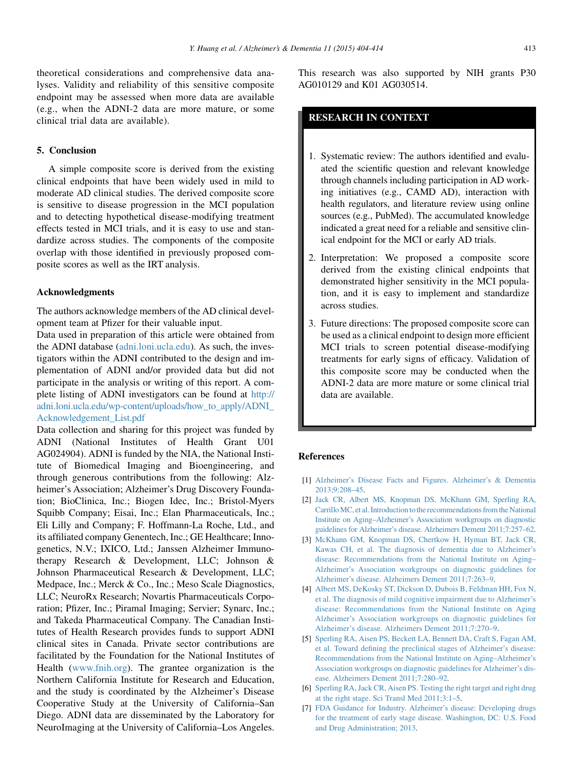theoretical considerations and comprehensive data analyses. Validity and reliability of this sensitive composite endpoint may be assessed when more data are available (e.g., when the ADNI-2 data are more mature, or some clinical trial data are available).

## 5. Conclusion

A simple composite score is derived from the existing clinical endpoints that have been widely used in mild to moderate AD clinical studies. The derived composite score is sensitive to disease progression in the MCI population and to detecting hypothetical disease-modifying treatment effects tested in MCI trials, and it is easy to use and standardize across studies. The components of the composite overlap with those identified in previously proposed composite scores as well as the IRT analysis.

## Acknowledgments

The authors acknowledge members of the AD clinical development team at Pfizer for their valuable input.

Data used in preparation of this article were obtained from the ADNI database (adni.loni.ucla.edu). As such, the investigators within the ADNI contributed to the design and implementation of ADNI and/or provided data but did not participate in the analysis or writing of this report. A complete listing of ADNI investigators can be found at http://adni.loni.ucla.edu/wp-content/uploads/how_to_apply/ADNI_Acknowledgement_List.pdf

Data collection and sharing for this project was funded by ADNI (National Institutes of Health Grant U01 AG024904). ADNI is funded by the NIA, the National Institute of Biomedical Imaging and Bioengineering, and through generous contributions from the following: Alzheimer's Association; Alzheimer's Drug Discovery Foundation; BioClinica, Inc.; Biogen Idec, Inc.; Bristol-Myers Squibb Company; Eisai, Inc.; Elan Pharmaceuticals, Inc.; Eli Lilly and Company; F. Hoffmann-La Roche, Ltd., and its affiliated company Genentech, Inc.; GE Healthcare; Innogenetics, N.V.; IXICO, Ltd.; Janssen Alzheimer Immunotherapy Research & Development, LLC; Johnson & Johnson Pharmaceutical Research & Development, LLC; Medpace, Inc.; Merck & Co., Inc.; Meso Scale Diagnostics, LLC; NeuroRx Research; Novartis Pharmaceuticals Corporation; Pfizer, Inc.; Piramal Imaging; Servier; Synarc, Inc.; and Takeda Pharmaceutical Company. The Canadian Institutes of Health Research provides funds to support ADNI clinical sites in Canada. Private sector contributions are facilitated by the Foundation for the National Institutes of Health (www.fnih.org). The grantee organization is the Northern California Institute for Research and Education, and the study is coordinated by the Alzheimer's Disease Cooperative Study at the University of California–San Diego. ADNI data are disseminated by the Laboratory for NeuroImaging at the University of California–Los Angeles. This research was also supported by NIH grants P30 AG010129 and K01 AG030514.

## RESEARCH IN CONTEXT

1. Systematic review: The authors identified and evaluated the scientific question and relevant knowledge through channels including participation in AD working initiatives (e.g., CAMD AD), interaction with health regulators, and literature review using online sources (e.g., PubMed). The accumulated knowledge indicated a great need for a reliable and sensitive clinical endpoint for the MCI or early AD trials.
2. Interpretation: We proposed a composite score derived from the existing clinical endpoints that demonstrated higher sensitivity in the MCI population, and it is easy to implement and standardize across studies.
3. Future directions: The proposed composite score can be used as a clinical endpoint to design more efficient MCI trials to screen potential disease-modifying treatments for early signs of efficacy. Validation of this composite score may be conducted when the ADNI-2 data are more mature or some clinical trial data are available.

## References

[1] Alzheimer's Disease Facts and Figures. Alzheimer's & Dementia 2013;9:208–45.

[2] Jack CR, Albert MS, Knopman DS, McKhann GM, Sperling RA, Carrillo MC, et al. Introduction to the recommendations from the National Institute on Aging–Alzheimer's Association workgroups on diagnostic guidelines for Alzheimer's disease. Alzheimers Dement 2011;7:257–62.

[3] McKhann GM, Knopman DS, Chertkow H, Hyman BT, Jack CR, Kawas CH, et al. The diagnosis of dementia due to Alzheimer's disease: Recommendations from the National Institute on Aging–Alzheimer's Association workgroups on diagnostic guidelines for Alzheimer's disease. Alzheimers Dement 2011;7:263–9.

[4] Albert MS, DeKosky ST, Dickson D, Dubois B, Feldman HH, Fox N, et al. The diagnosis of mild cognitive impairment due to Alzheimer's disease: Recommendations from the National Institute on Aging Alzheimer's Association workgroups on diagnostic guidelines for Alzheimer's disease. Alzheimers Dement 2011;7:270–9.

[5] Sperling RA, Aisen PS, Beckett LA, Bennett DA, Craft S, Fagan AM, et al. Toward defining the preclinical stages of Alzheimer's disease: Recommendations from the National Institute on Aging–Alzheimer's Association workgroups on diagnostic guidelines for Alzheimer's disease. Alzheimers Dement 2011;7:280–92.

[6] Sperling RA, Jack CR, Aisen PS. Testing the right target and right drug at the right stage. Sci Transl Med 2011;3:1–5.

[7] FDA Guidance for Industry. Alzheimer's disease: Developing drugs for the treatment of early stage disease. Washington, DC: U.S. Food and Drug Administration; 2013.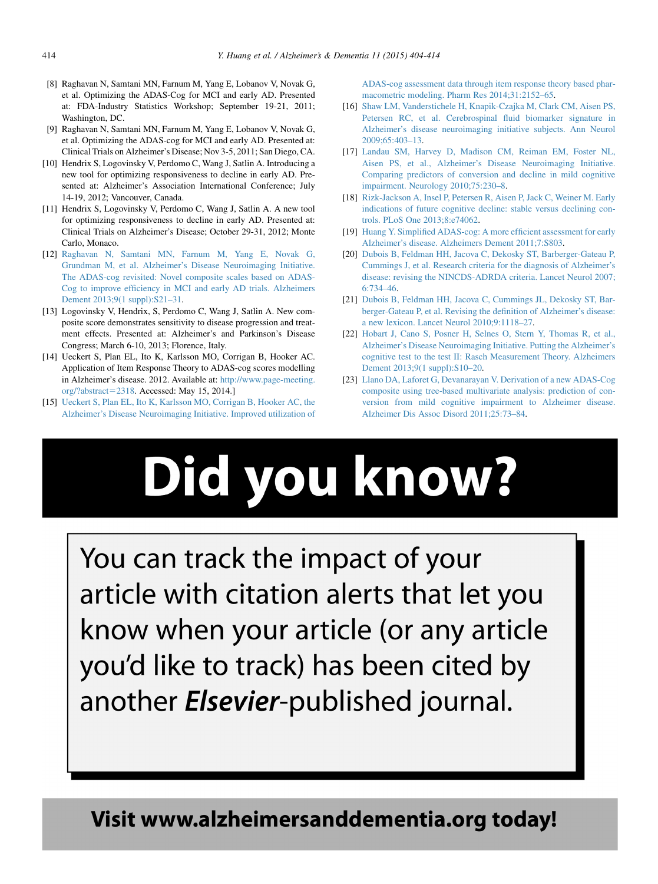[8] Raghavan N, Samtani MN, Farnum M, Yang E, Lobanov V, Novak G, et al. Optimizing the ADAS-Cog for MCI and early AD. Presented at: FDA-Industry Statistics Workshop; September 19-21, 2011; Washington, DC.

[9] Raghavan N, Samtani MN, Farnum M, Yang E, Lobanov V, Novak G, et al. Optimizing the ADAS-cog for MCI and early AD. Presented at: Clinical Trials on Alzheimer's Disease; Nov 3-5, 2011; San Diego, CA.

[10] Hendrix S, Logovinsky V, Perdomo C, Wang J, Satlin A. Introducing a new tool for optimizing responsiveness to decline in early AD. Presented at: Alzheimer's Association International Conference; July 14-19, 2012; Vancouver, Canada.

[11] Hendrix S, Logovinsky V, Perdomo C, Wang J, Satlin A. A new tool for optimizing responsiveness to decline in early AD. Presented at: Clinical Trials on Alzheimer's Disease; October 29-31, 2012; Monte Carlo, Monaco.

[12] Raghavan N, Samtani MN, Farnum M, Yang E, Novak G, Grundman M, et al. Alzheimer's Disease Neuroimaging Initiative. The ADAS-cog revisited: Novel composite scales based on ADAS-Cog to improve efficiency in MCI and early AD trials. Alzheimers Dement 2013;9(1 suppl):S21–31.

[13] Logovinsky V, Hendrix, S, Perdomo C, Wang J, Satlin A. New composite score demonstrates sensitivity to disease progression and treatment effects. Presented at: Alzheimer's and Parkinson's Disease Congress; March 6-10, 2013; Florence, Italy.

[14] Ueckert S, Plan EL, Ito K, Karlsson MO, Corrigan B, Hooker AC. Application of Item Response Theory to ADAS-cog scores modelling in Alzheimer's disease. 2012. Available at: http://www.page-meeting.org/?abstract=2318. Accessed: May 15, 2014.]

[15] Ueckert S, Plan EL, Ito K, Karlsson MO, Corrigan B, Hooker AC, the Alzheimer's Disease Neuroimaging Initiative. Improved utilization of ADAS-cog assessment data through item response theory based pharmacometric modeling. Pharm Res 2014;31:2152–65.

[16] Shaw LM, Vanderstichele H, Knapik-Czajka M, Clark CM, Aisen PS, Petersen RC, et al. Cerebrospinal fluid biomarker signature in Alzheimer's disease neuroimaging initiative subjects. Ann Neurol 2009;65:403–13.

[17] Landau SM, Harvey D, Madison CM, Reiman EM, Foster NL, Aisen PS, et al., Alzheimer's Disease Neuroimaging Initiative. Comparing predictors of conversion and decline in mild cognitive impairment. Neurology 2010;75:230–8.

[18] Rizk-Jackson A, Insel P, Petersen R, Aisen P, Jack C, Weiner M. Early indications of future cognitive decline: stable versus declining controls. PLoS One 2013;8:e74062.

[19] Huang Y. Simplified ADAS-cog: A more efficient assessment for early Alzheimer's disease. Alzheimers Dement 2011;7:S803.

[20] Dubois B, Feldman HH, Jacova C, Dekosky ST, Barberger-Gateau P, Cummings J, et al. Research criteria for the diagnosis of Alzheimer's disease: revising the NINCDS-ADRDA criteria. Lancet Neurol 2007;6:734–46.

[21] Dubois B, Feldman HH, Jacova C, Cummings JL, Dekosky ST, Barberger-Gateau P, et al. Revising the definition of Alzheimer's disease: a new lexicon. Lancet Neurol 2010;9:1118–27.

[22] Hobart J, Cano S, Posner H, Selnes O, Stern Y, Thomas R, et al., Alzheimer's Disease Neuroimaging Initiative. Putting the Alzheimer's cognitive test to the test II: Rasch Measurement Theory. Alzheimers Dement 2013;9(1 suppl):S10–20.

[23] Llano DA, Laforet G, Devanarayan V. Derivation of a new ADAS-Cog composite using tree-based multivariate analysis: prediction of conversion from mild cognitive impairment to Alzheimer disease. Alzheimer Dis Assoc Disord 2011;25:73–84.

# Did you know?

You can track the impact of your article with citation alerts that let you know when your article (or any article you'd like to track) has been cited by another ***Elsevier***-published journal.

**Visit www.alzheimersanddementia.org today!**